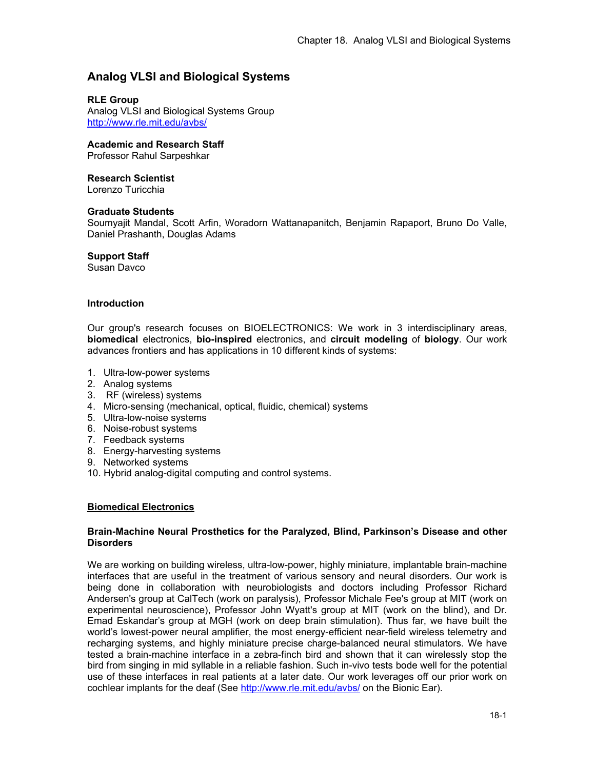# Analog VLSI and Biological Systems

**RLE Group**
Analog VLSI and Biological Systems Group
http://www.rle.mit.edu/avbs/

**Academic and Research Staff**
Professor Rahul Sarpeshkar

**Research Scientist**
Lorenzo Turicchia

**Graduate Students**
Soumyajit Mandal, Scott Arfin, Woradorn Wattanapanitch, Benjamin Rapaport, Bruno Do Valle, Daniel Prashanth, Douglas Adams

**Support Staff**
Susan Davco

**Introduction**

Our group's research focuses on BIOELECTRONICS: We work in 3 interdisciplinary areas, **biomedical** electronics, **bio-inspired** electronics, and **circuit modeling** of **biology**. Our work advances frontiers and has applications in 10 different kinds of systems:

1. Ultra-low-power systems
2. Analog systems
3. RF (wireless) systems
4. Micro-sensing (mechanical, optical, fluidic, chemical) systems
5. Ultra-low-noise systems
6. Noise-robust systems
7. Feedback systems
8. Energy-harvesting systems
9. Networked systems
10. Hybrid analog-digital computing and control systems.

## Biomedical Electronics

**Brain-Machine Neural Prosthetics for the Paralyzed, Blind, Parkinson's Disease and other Disorders**

We are working on building wireless, ultra-low-power, highly miniature, implantable brain-machine interfaces that are useful in the treatment of various sensory and neural disorders. Our work is being done in collaboration with neurobiologists and doctors including Professor Richard Andersen's group at CalTech (work on paralysis), Professor Michale Fee's group at MIT (work on experimental neuroscience), Professor John Wyatt's group at MIT (work on the blind), and Dr. Emad Eskandar's group at MGH (work on deep brain stimulation). Thus far, we have built the world's lowest-power neural amplifier, the most energy-efficient near-field wireless telemetry and recharging systems, and highly miniature precise charge-balanced neural stimulators. We have tested a brain-machine interface in a zebra-finch bird and shown that it can wirelessly stop the bird from singing in mid syllable in a reliable fashion. Such in-vivo tests bode well for the potential use of these interfaces in real patients at a later date. Our work leverages off our prior work on cochlear implants for the deaf (See http://www.rle.mit.edu/avbs/ on the Bionic Ear).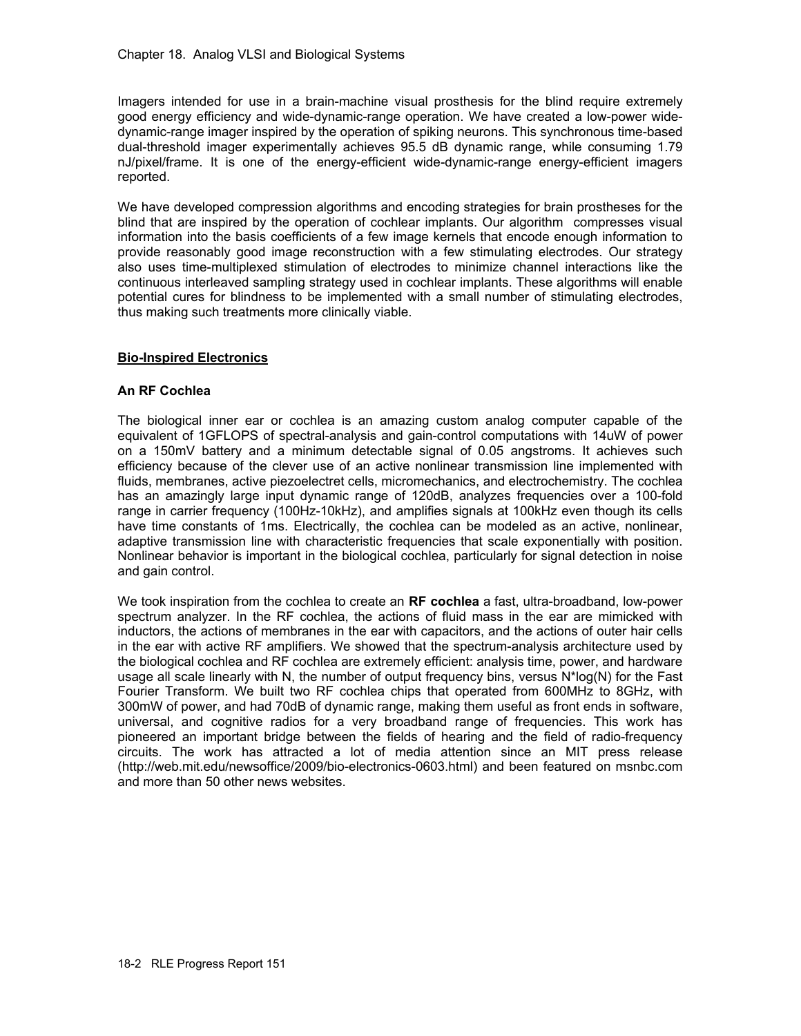Imagers intended for use in a brain-machine visual prosthesis for the blind require extremely good energy efficiency and wide-dynamic-range operation. We have created a low-power wide-dynamic-range imager inspired by the operation of spiking neurons. This synchronous time-based dual-threshold imager experimentally achieves 95.5 dB dynamic range, while consuming 1.79 nJ/pixel/frame. It is one of the energy-efficient wide-dynamic-range energy-efficient imagers reported.

We have developed compression algorithms and encoding strategies for brain prostheses for the blind that are inspired by the operation of cochlear implants. Our algorithm compresses visual information into the basis coefficients of a few image kernels that encode enough information to provide reasonably good image reconstruction with a few stimulating electrodes. Our strategy also uses time-multiplexed stimulation of electrodes to minimize channel interactions like the continuous interleaved sampling strategy used in cochlear implants. These algorithms will enable potential cures for blindness to be implemented with a small number of stimulating electrodes, thus making such treatments more clinically viable.

## Bio-Inspired Electronics

### An RF Cochlea

The biological inner ear or cochlea is an amazing custom analog computer capable of the equivalent of 1GFLOPS of spectral-analysis and gain-control computations with 14uW of power on a 150mV battery and a minimum detectable signal of 0.05 angstroms. It achieves such efficiency because of the clever use of an active nonlinear transmission line implemented with fluids, membranes, active piezoelectret cells, micromechanics, and electrochemistry. The cochlea has an amazingly large input dynamic range of 120dB, analyzes frequencies over a 100-fold range in carrier frequency (100Hz-10kHz), and amplifies signals at 100kHz even though its cells have time constants of 1ms. Electrically, the cochlea can be modeled as an active, nonlinear, adaptive transmission line with characteristic frequencies that scale exponentially with position. Nonlinear behavior is important in the biological cochlea, particularly for signal detection in noise and gain control.

We took inspiration from the cochlea to create an **RF cochlea** a fast, ultra-broadband, low-power spectrum analyzer. In the RF cochlea, the actions of fluid mass in the ear are mimicked with inductors, the actions of membranes in the ear with capacitors, and the actions of outer hair cells in the ear with active RF amplifiers. We showed that the spectrum-analysis architecture used by the biological cochlea and RF cochlea are extremely efficient: analysis time, power, and hardware usage all scale linearly with N, the number of output frequency bins, versus N*log(N) for the Fast Fourier Transform. We built two RF cochlea chips that operated from 600MHz to 8GHz, with 300mW of power, and had 70dB of dynamic range, making them useful as front ends in software, universal, and cognitive radios for a very broadband range of frequencies. This work has pioneered an important bridge between the fields of hearing and the field of radio-frequency circuits. The work has attracted a lot of media attention since an MIT press release (http://web.mit.edu/newsoffice/2009/bio-electronics-0603.html) and been featured on msnbc.com and more than 50 other news websites.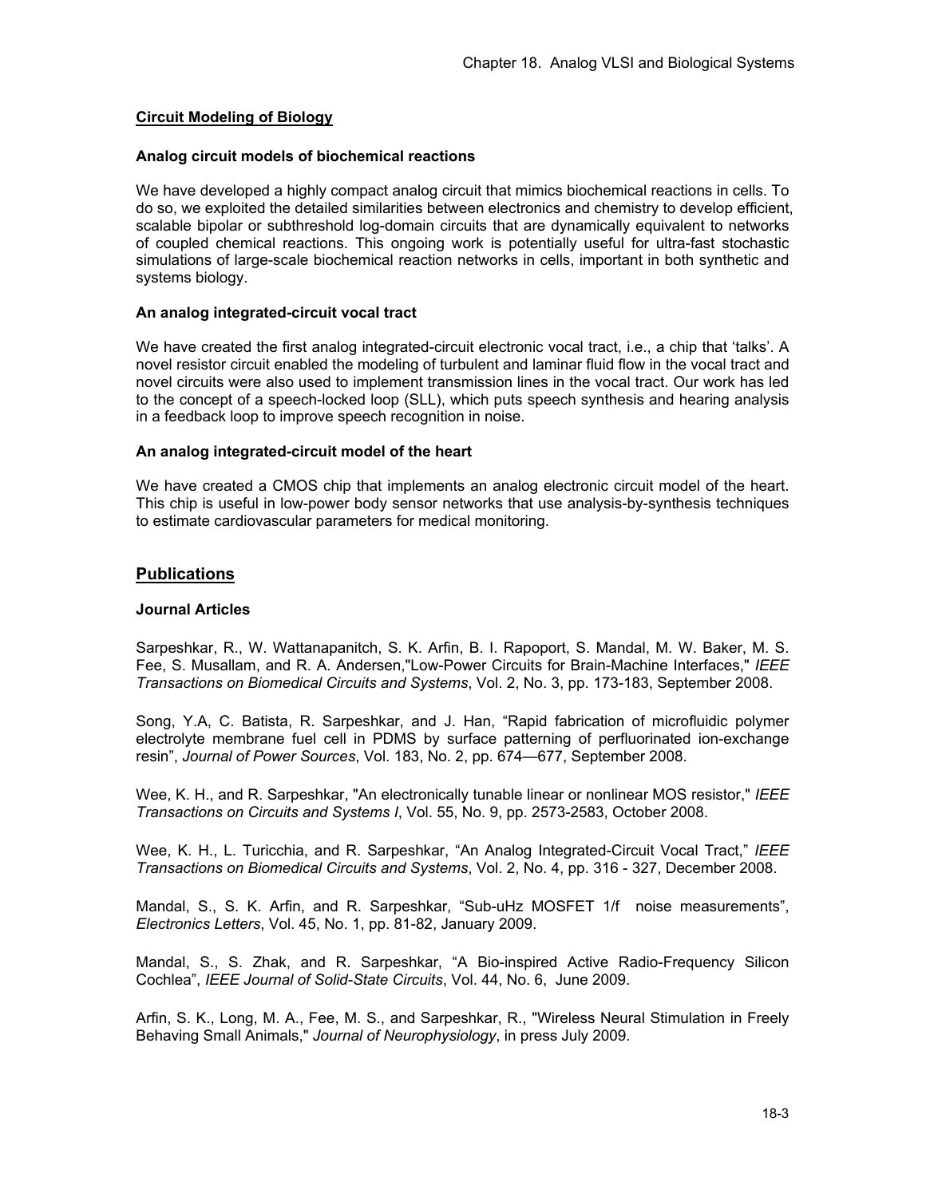## Circuit Modeling of Biology

### Analog circuit models of biochemical reactions

We have developed a highly compact analog circuit that mimics biochemical reactions in cells. To do so, we exploited the detailed similarities between electronics and chemistry to develop efficient, scalable bipolar or subthreshold log-domain circuits that are dynamically equivalent to networks of coupled chemical reactions. This ongoing work is potentially useful for ultra-fast stochastic simulations of large-scale biochemical reaction networks in cells, important in both synthetic and systems biology.

### An analog integrated-circuit vocal tract

We have created the first analog integrated-circuit electronic vocal tract, i.e., a chip that 'talks'. A novel resistor circuit enabled the modeling of turbulent and laminar fluid flow in the vocal tract and novel circuits were also used to implement transmission lines in the vocal tract. Our work has led to the concept of a speech-locked loop (SLL), which puts speech synthesis and hearing analysis in a feedback loop to improve speech recognition in noise.

### An analog integrated-circuit model of the heart

We have created a CMOS chip that implements an analog electronic circuit model of the heart. This chip is useful in low-power body sensor networks that use analysis-by-synthesis techniques to estimate cardiovascular parameters for medical monitoring.

## Publications

### Journal Articles

Sarpeshkar, R., W. Wattanapanitch, S. K. Arfin, B. I. Rapoport, S. Mandal, M. W. Baker, M. S. Fee, S. Musallam, and R. A. Andersen,"Low-Power Circuits for Brain-Machine Interfaces," *IEEE Transactions on Biomedical Circuits and Systems*, Vol. 2, No. 3, pp. 173-183, September 2008.

Song, Y.A, C. Batista, R. Sarpeshkar, and J. Han, "Rapid fabrication of microfluidic polymer electrolyte membrane fuel cell in PDMS by surface patterning of perfluorinated ion-exchange resin", *Journal of Power Sources*, Vol. 183, No. 2, pp. 674—677, September 2008.

Wee, K. H., and R. Sarpeshkar, "An electronically tunable linear or nonlinear MOS resistor," *IEEE Transactions on Circuits and Systems I*, Vol. 55, No. 9, pp. 2573-2583, October 2008.

Wee, K. H., L. Turicchia, and R. Sarpeshkar, "An Analog Integrated-Circuit Vocal Tract," *IEEE Transactions on Biomedical Circuits and Systems*, Vol. 2, No. 4, pp. 316 - 327, December 2008.

Mandal, S., S. K. Arfin, and R. Sarpeshkar, "Sub-uHz MOSFET 1/f noise measurements", *Electronics Letters*, Vol. 45, No. 1, pp. 81-82, January 2009.

Mandal, S., S. Zhak, and R. Sarpeshkar, "A Bio-inspired Active Radio-Frequency Silicon Cochlea", *IEEE Journal of Solid-State Circuits*, Vol. 44, No. 6, June 2009.

Arfin, S. K., Long, M. A., Fee, M. S., and Sarpeshkar, R., "Wireless Neural Stimulation in Freely Behaving Small Animals," *Journal of Neurophysiology*, in press July 2009.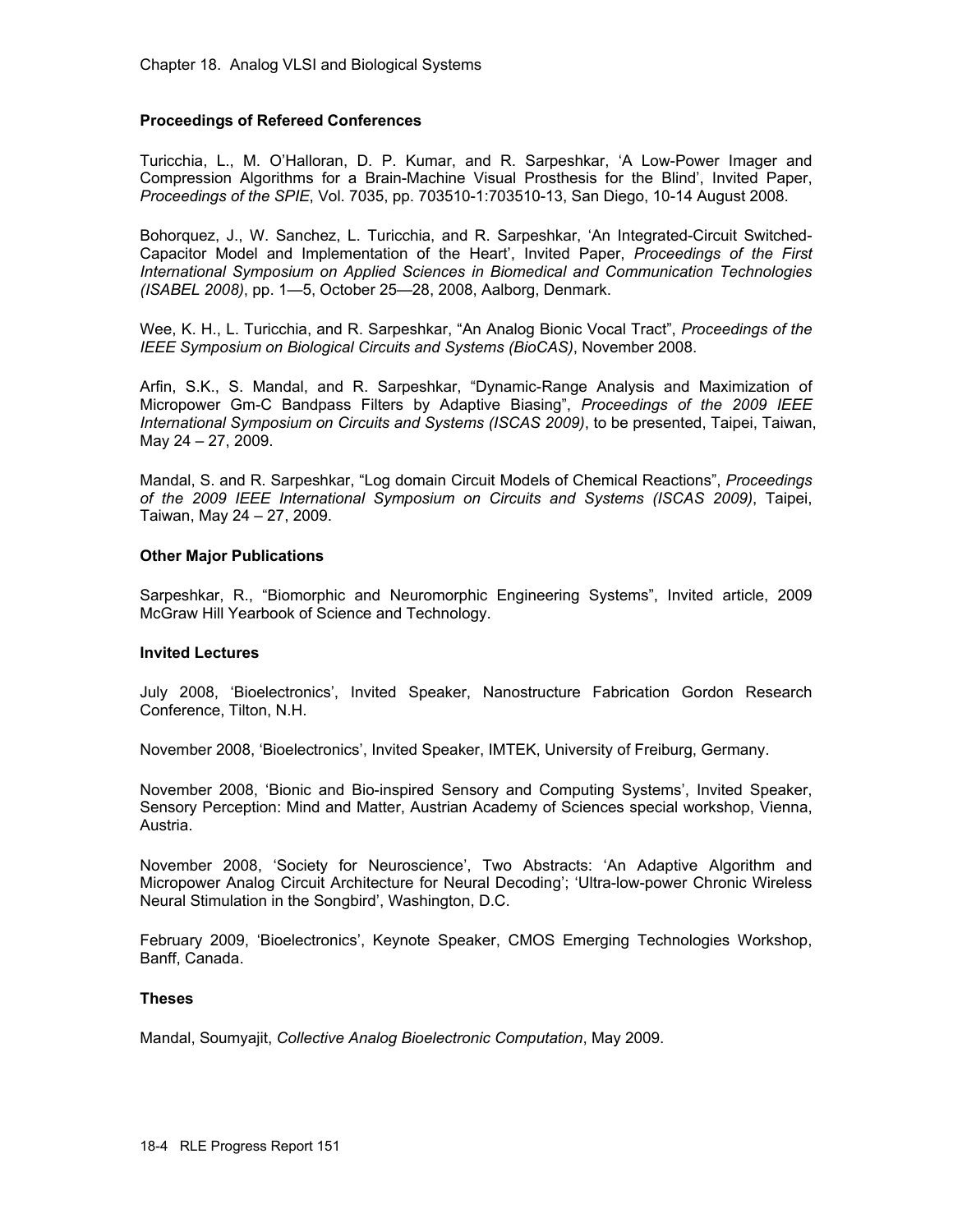### Proceedings of Refereed Conferences

Turicchia, L., M. O'Halloran, D. P. Kumar, and R. Sarpeshkar, 'A Low-Power Imager and Compression Algorithms for a Brain-Machine Visual Prosthesis for the Blind', Invited Paper, *Proceedings of the SPIE*, Vol. 7035, pp. 703510-1:703510-13, San Diego, 10-14 August 2008.

Bohorquez, J., W. Sanchez, L. Turicchia, and R. Sarpeshkar, 'An Integrated-Circuit Switched-Capacitor Model and Implementation of the Heart', Invited Paper, *Proceedings of the First International Symposium on Applied Sciences in Biomedical and Communication Technologies (ISABEL 2008)*, pp. 1—5, October 25—28, 2008, Aalborg, Denmark.

Wee, K. H., L. Turicchia, and R. Sarpeshkar, "An Analog Bionic Vocal Tract", *Proceedings of the IEEE Symposium on Biological Circuits and Systems (BioCAS)*, November 2008.

Arfin, S.K., S. Mandal, and R. Sarpeshkar, "Dynamic-Range Analysis and Maximization of Micropower Gm-C Bandpass Filters by Adaptive Biasing", *Proceedings of the 2009 IEEE International Symposium on Circuits and Systems (ISCAS 2009)*, to be presented, Taipei, Taiwan, May 24 – 27, 2009.

Mandal, S. and R. Sarpeshkar, "Log domain Circuit Models of Chemical Reactions", *Proceedings of the 2009 IEEE International Symposium on Circuits and Systems (ISCAS 2009)*, Taipei, Taiwan, May 24 – 27, 2009.

### Other Major Publications

Sarpeshkar, R., "Biomorphic and Neuromorphic Engineering Systems", Invited article, 2009 McGraw Hill Yearbook of Science and Technology.

### Invited Lectures

July 2008, 'Bioelectronics', Invited Speaker, Nanostructure Fabrication Gordon Research Conference, Tilton, N.H.

November 2008, 'Bioelectronics', Invited Speaker, IMTEK, University of Freiburg, Germany.

November 2008, 'Bionic and Bio-inspired Sensory and Computing Systems', Invited Speaker, Sensory Perception: Mind and Matter, Austrian Academy of Sciences special workshop, Vienna, Austria.

November 2008, 'Society for Neuroscience', Two Abstracts: 'An Adaptive Algorithm and Micropower Analog Circuit Architecture for Neural Decoding'; 'Ultra-low-power Chronic Wireless Neural Stimulation in the Songbird', Washington, D.C.

February 2009, 'Bioelectronics', Keynote Speaker, CMOS Emerging Technologies Workshop, Banff, Canada.

### Theses

Mandal, Soumyajit, *Collective Analog Bioelectronic Computation*, May 2009.